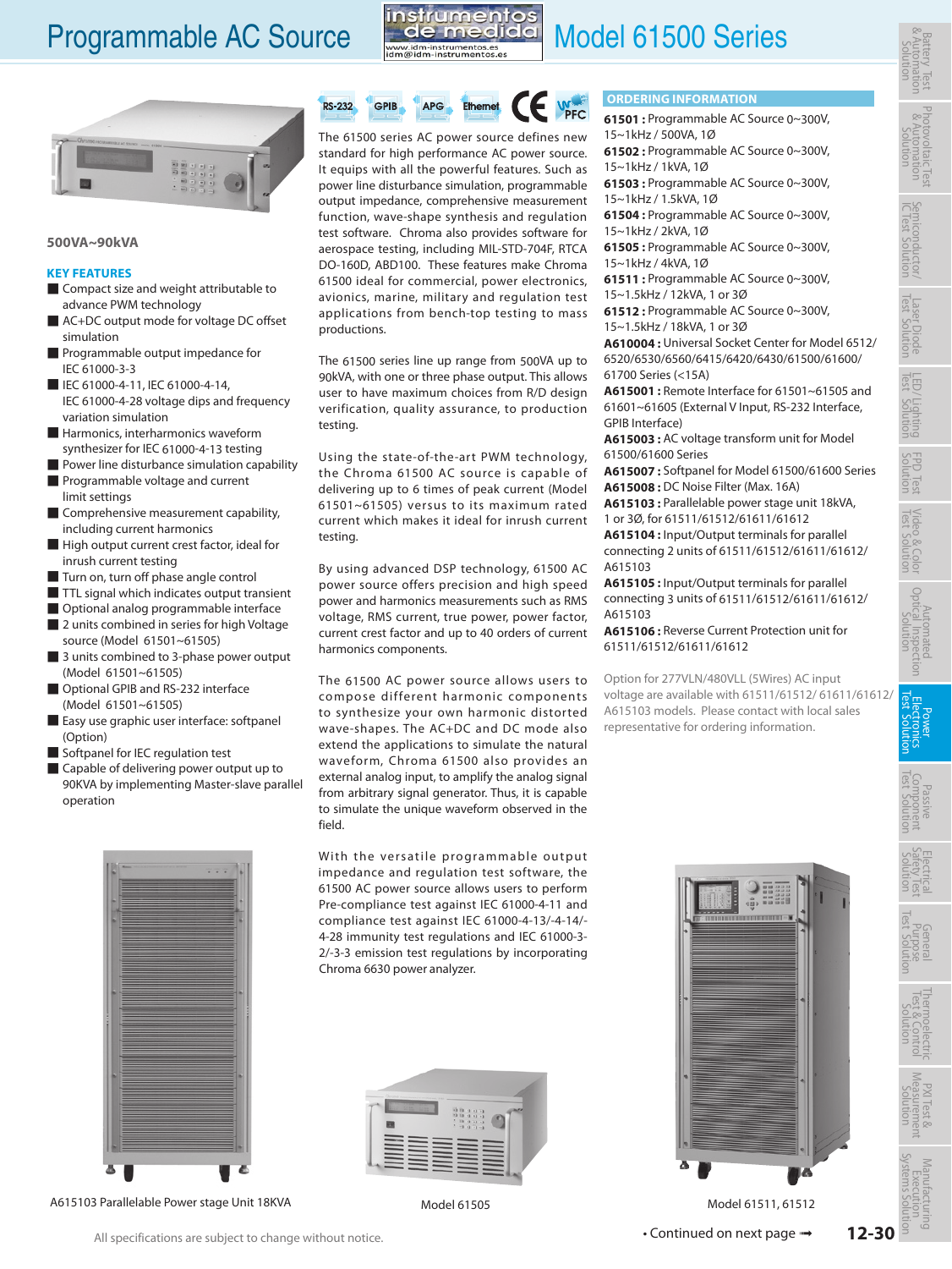# Programmable AC Source

# Model 61500 Series

500VA~90kVA

## KEY FEATURES

- Compact size and weight attributable to advance PWM technology
- AC+DC output mode for voltage DC offset simulation
- Programmable output impedance for IEC 61000-3-3
- IEC 61000-4-11, IEC 61000-4-14, IEC 61000-4-28 voltage dips and frequency variation simulation
- Harmonics, interharmonics waveform synthesizer for IEC 61000-4-13 testing
- Power line disturbance simulation capability
- Programmable voltage and current limit settings
- Comprehensive measurement capability, including current harmonics
- High output current crest factor, ideal for inrush current testing
- Turn on, turn off phase angle control
- TTL signal which indicates output transient
- Optional analog programmable interface
- 2 units combined in series for high Voltage source (Model 61501~61505)
- 3 units combined to 3-phase power output (Model 61501~61505)
- Optional GPIB and RS-232 interface (Model 61501~61505)
- Easy use graphic user interface: softpanel (Option)
- Softpanel for IEC regulation test
- Capable of delivering power output up to 90KVA by implementing Master-slave parallel operation

RS-232 GPIB APG Ethernet CE PFC

The 61500 series AC power source defines new standard for high performance AC power source. It equips with all the powerful features. Such as power line disturbance simulation, programmable output impedance, comprehensive measurement function, wave-shape synthesis and regulation test software. Chroma also provides software for aerospace testing, including MIL-STD-704F, RTCA DO-160D, ABD100. These features make Chroma 61500 ideal for commercial, power electronics, avionics, marine, military and regulation test applications from bench-top testing to mass productions.

The 61500 series line up range from 500VA up to 90kVA, with one or three phase output. This allows user to have maximum choices from R/D design verification, quality assurance, to production testing.

Using the state-of-the-art PWM technology, the Chroma 61500 AC source is capable of delivering up to 6 times of peak current (Model 61501~61505) versus to its maximum rated current which makes it ideal for inrush current testing.

By using advanced DSP technology, 61500 AC power source offers precision and high speed power and harmonics measurements such as RMS voltage, RMS current, true power, power factor, current crest factor and up to 40 orders of current harmonics components.

The 61500 AC power source allows users to compose different harmonic components to synthesize your own harmonic distorted wave-shapes. The AC+DC and DC mode also extend the applications to simulate the natural waveform, Chroma 61500 also provides an external analog input, to amplify the analog signal from arbitrary signal generator. Thus, it is capable to simulate the unique waveform observed in the field.

With the versatile programmable output impedance and regulation test software, the 61500 AC power source allows users to perform Pre-compliance test against IEC 61000-4-11 and compliance test against IEC 61000-4-13/-4-14/-4-28 immunity test regulations and IEC 61000-3-2/-3-3 emission test regulations by incorporating Chroma 6630 power analyzer.

## ORDERING INFORMATION

**61501 :** Programmable AC Source 0~300V, 15~1kHz / 500VA, 1Ø
**61502 :** Programmable AC Source 0~300V, 15~1kHz / 1kVA, 1Ø
**61503 :** Programmable AC Source 0~300V, 15~1kHz / 1.5kVA, 1Ø
**61504 :** Programmable AC Source 0~300V, 15~1kHz / 2kVA, 1Ø
**61505 :** Programmable AC Source 0~300V, 15~1kHz / 4kVA, 1Ø
**61511 :** Programmable AC Source 0~300V, 15~1.5kHz / 12kVA, 1 or 3Ø
**61512 :** Programmable AC Source 0~300V, 15~1.5kHz / 18kVA, 1 or 3Ø
**A610004 :** Universal Socket Center for Model 6512/6520/6530/6560/6415/6420/6430/61500/61600/61700 Series (<15A)
**A615001 :** Remote Interface for 61501~61505 and 61601~61605 (External V Input, RS-232 Interface, GPIB Interface)
**A615003 :** AC voltage transform unit for Model 61500/61600 Series
**A615007 :** Softpanel for Model 61500/61600 Series
**A615008 :** DC Noise Filter (Max. 16A)
**A615103 :** Parallelable power stage unit 18kVA, 1 or 3Ø, for 61511/61512/61611/61612
**A615104 :** Input/Output terminals for parallel connecting 2 units of 61511/61512/61611/61612/A615103
**A615105 :** Input/Output terminals for parallel connecting 3 units of 61511/61512/61611/61612/A615103
**A615106 :** Reverse Current Protection unit for 61511/61512/61611/61612

Option for 277VLN/480VLL (5Wires) AC input voltage are available with 61511/61512/ 61611/61612/ A615103 models. Please contact with local sales representative for ordering information.

A615103 Parallelable Power stage Unit 18KVA

Model 61505

Model 61511, 61512

All specifications are subject to change without notice.

• Continued on next page ➡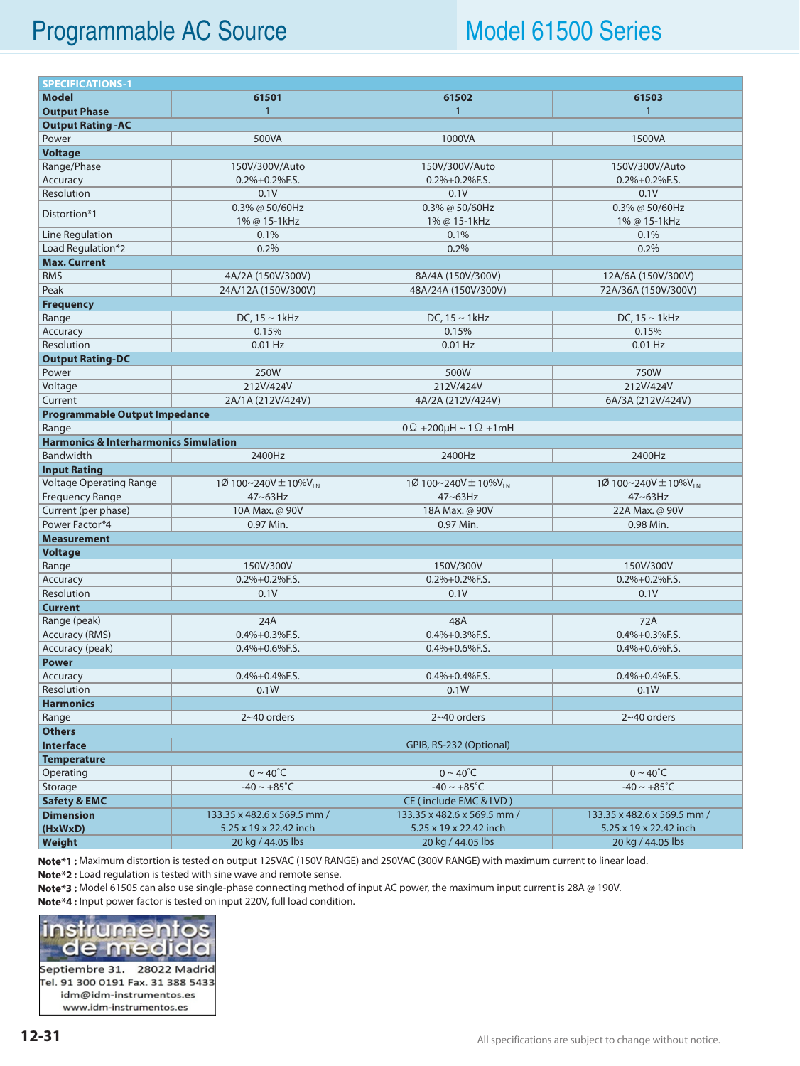# Programmable AC Source

## Model 61500 Series

| SPECIFICATIONS-1 | | | |
|---|---|---|---|
| **Model** | **61501** | **61502** | **61503** |
| **Output Phase** | 1 | 1 | 1 |
| **Output Rating -AC** | | | |
| Power | 500VA | 1000VA | 1500VA |
| **Voltage** | | | |
| Range/Phase | 150V/300V/Auto | 150V/300V/Auto | 150V/300V/Auto |
| Accuracy | 0.2%+0.2%F.S. | 0.2%+0.2%F.S. | 0.2%+0.2%F.S. |
| Resolution | 0.1V | 0.1V | 0.1V |
| Distortion*1 | 0.3% @ 50/60Hz 1% @ 15-1kHz | 0.3% @ 50/60Hz 1% @ 15-1kHz | 0.3% @ 50/60Hz 1% @ 15-1kHz |
| Line Regulation | 0.1% | 0.1% | 0.1% |
| Load Regulation*2 | 0.2% | 0.2% | 0.2% |
| **Max. Current** | | | |
| RMS | 4A/2A (150V/300V) | 8A/4A (150V/300V) | 12A/6A (150V/300V) |
| Peak | 24A/12A (150V/300V) | 48A/24A (150V/300V) | 72A/36A (150V/300V) |
| **Frequency** | | | |
| Range | DC, 15 ~ 1kHz | DC, 15 ~ 1kHz | DC, 15 ~ 1kHz |
| Accuracy | 0.15% | 0.15% | 0.15% |
| Resolution | 0.01 Hz | 0.01 Hz | 0.01 Hz |
| **Output Rating-DC** | | | |
| Power | 250W | 500W | 750W |
| Voltage | 212V/424V | 212V/424V | 212V/424V |
| Current | 2A/1A (212V/424V) | 4A/2A (212V/424V) | 6A/3A (212V/424V) |
| **Programmable Output Impedance** | | | |
| Range | 0Ω +200μH ~ 1Ω +1mH | | |
| **Harmonics & Interharmonics Simulation** | | | |
| Bandwidth | 2400Hz | 2400Hz | 2400Hz |
| **Input Rating** | | | |
| Voltage Operating Range | 1Ø 100~240V ± 10%$V_{LN}$ | 1Ø 100~240V ± 10%$V_{LN}$ | 1Ø 100~240V ± 10%$V_{LN}$ |
| Frequency Range | 47~63Hz | 47~63Hz | 47~63Hz |
| Current (per phase) | 10A Max. @ 90V | 18A Max. @ 90V | 22A Max. @ 90V |
| Power Factor*4 | 0.97 Min. | 0.97 Min. | 0.98 Min. |
| **Measurement** | | | |
| **Voltage** | | | |
| Range | 150V/300V | 150V/300V | 150V/300V |
| Accuracy | 0.2%+0.2%F.S. | 0.2%+0.2%F.S. | 0.2%+0.2%F.S. |
| Resolution | 0.1V | 0.1V | 0.1V |
| **Current** | | | |
| Range (peak) | 24A | 48A | 72A |
| Accuracy (RMS) | 0.4%+0.3%F.S. | 0.4%+0.3%F.S. | 0.4%+0.3%F.S. |
| Accuracy (peak) | 0.4%+0.6%F.S. | 0.4%+0.6%F.S. | 0.4%+0.6%F.S. |
| **Power** | | | |
| Accuracy | 0.4%+0.4%F.S. | 0.4%+0.4%F.S. | 0.4%+0.4%F.S. |
| Resolution | 0.1W | 0.1W | 0.1W |
| **Harmonics** | | | |
| Range | 2~40 orders | 2~40 orders | 2~40 orders |
| **Others** | | | |
| **Interface** | GPIB, RS-232 (Optional) | | |
| **Temperature** | | | |
| Operating | 0 ~ 40˚C | 0 ~ 40˚C | 0 ~ 40˚C |
| Storage | -40 ~ +85˚C | -40 ~ +85˚C | -40 ~ +85˚C |
| **Safety & EMC** | CE ( include EMC & LVD ) | | |
| **Dimension (HxWxD)** | 133.35 x 482.6 x 569.5 mm / 5.25 x 19 x 22.42 inch | 133.35 x 482.6 x 569.5 mm / 5.25 x 19 x 22.42 inch | 133.35 x 482.6 x 569.5 mm / 5.25 x 19 x 22.42 inch |
| **Weight** | 20 kg / 44.05 lbs | 20 kg / 44.05 lbs | 20 kg / 44.05 lbs |

**Note*1 :** Maximum distortion is tested on output 125VAC (150V RANGE) and 250VAC (300V RANGE) with maximum current to linear load.
**Note*2 :** Load regulation is tested with sine wave and remote sense.
**Note*3 :** Model 61505 can also use single-phase connecting method of input AC power, the maximum input current is 28A @ 190V.
**Note*4 :** Input power factor is tested on input 220V, full load condition.

instrumentos de medida
Septiembre 31. 28022 Madrid
Tel. 91 300 0191 Fax. 31 388 5433
idm@idm-instrumentos.es
www.idm-instrumentos.es

All specifications are subject to change without notice.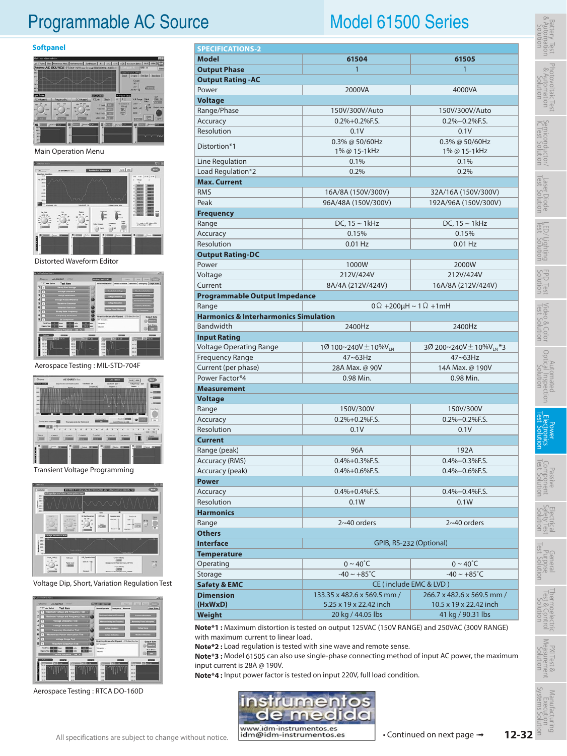# Programmable AC Source

# Model 61500 Series

## Softpanel

Main Operation Menu

Distorted Waveform Editor

Aerospace Testing : MIL-STD-704F

Transient Voltage Programming

Voltage Dip, Short, Variation Regulation Test

Aerospace Testing : RTCA DO-160D

| SPECIFICATIONS-2 | | |
|---|---|---|
| **Model** | **61504** | **61505** |
| **Output Phase** | 1 | 1 |
| **Output Rating -AC** | | |
| Power | 2000VA | 4000VA |
| **Voltage** | | |
| Range/Phase | 150V/300V/Auto | 150V/300V/Auto |
| Accuracy | 0.2%+0.2%F.S. | 0.2%+0.2%F.S. |
| Resolution | 0.1V | 0.1V |
| Distortion*1 | 0.3% @ 50/60Hz<br>1% @ 15-1kHz | 0.3% @ 50/60Hz<br>1% @ 15-1kHz |
| Line Regulation | 0.1% | 0.1% |
| Load Regulation*2 | 0.2% | 0.2% |
| **Max. Current** | | |
| RMS | 16A/8A (150V/300V) | 32A/16A (150V/300V) |
| Peak | 96A/48A (150V/300V) | 192A/96A (150V/300V) |
| **Frequency** | | |
| Range | DC, 15 ~ 1kHz | DC, 15 ~ 1kHz |
| Accuracy | 0.15% | 0.15% |
| Resolution | 0.01 Hz | 0.01 Hz |
| **Output Rating-DC** | | |
| Power | 1000W | 2000W |
| Voltage | 212V/424V | 212V/424V |
| Current | 8A/4A (212V/424V) | 16A/8A (212V/424V) |
| **Programmable Output Impedance** | | |
| Range | 0Ω +200μH ~ 1Ω +1mH | |
| **Harmonics & Interharmonics Simulation** | | |
| Bandwidth | 2400Hz | 2400Hz |
| **Input Rating** | | |
| Voltage Operating Range | 1Ø 100~240V ± 10%$V_{LN}$ | 3Ø 200~240V ± 10%$V_{LN}$*3 |
| Frequency Range | 47~63Hz | 47~63Hz |
| Current (per phase) | 28A Max. @ 90V | 14A Max. @ 190V |
| Power Factor*4 | 0.98 Min. | 0.98 Min. |
| **Measurement** | | |
| **Voltage** | | |
| Range | 150V/300V | 150V/300V |
| Accuracy | 0.2%+0.2%F.S. | 0.2%+0.2%F.S. |
| Resolution | 0.1V | 0.1V |
| **Current** | | |
| Range (peak) | 96A | 192A |
| Accuracy (RMS) | 0.4%+0.3%F.S. | 0.4%+0.3%F.S. |
| Accuracy (peak) | 0.4%+0.6%F.S. | 0.4%+0.6%F.S. |
| **Power** | | |
| Accuracy | 0.4%+0.4%F.S. | 0.4%+0.4%F.S. |
| Resolution | 0.1W | 0.1W |
| **Harmonics** | | |
| Range | 2~40 orders | 2~40 orders |
| **Others** | | |
| **Interface** | GPIB, RS-232 (Optional) | |
| **Temperature** | | |
| Operating | 0 ~ 40˚C | 0 ~ 40˚C |
| Storage | -40 ~ +85˚C | -40 ~ +85˚C |
| **Safety & EMC** | CE ( include EMC & LVD ) | |
| **Dimension (HxWxD)** | 133.35 x 482.6 x 569.5 mm /<br>5.25 x 19 x 22.42 inch | 266.7 x 482.6 x 569.5 mm /<br>10.5 x 19 x 22.42 inch |
| **Weight** | 20 kg / 44.05 lbs | 41 kg / 90.31 lbs |

**Note*1 :** Maximum distortion is tested on output 125VAC (150V RANGE) and 250VAC (300V RANGE) with maximum current to linear load.

**Note*2 :** Load regulation is tested with sine wave and remote sense.

**Note*3 :** Model 61505 can also use single-phase connecting method of input AC power, the maximum input current is 28A @ 190V.

**Note*4 :** Input power factor is tested on input 220V, full load condition.

All specifications are subject to change without notice.

• Continued on next page ➡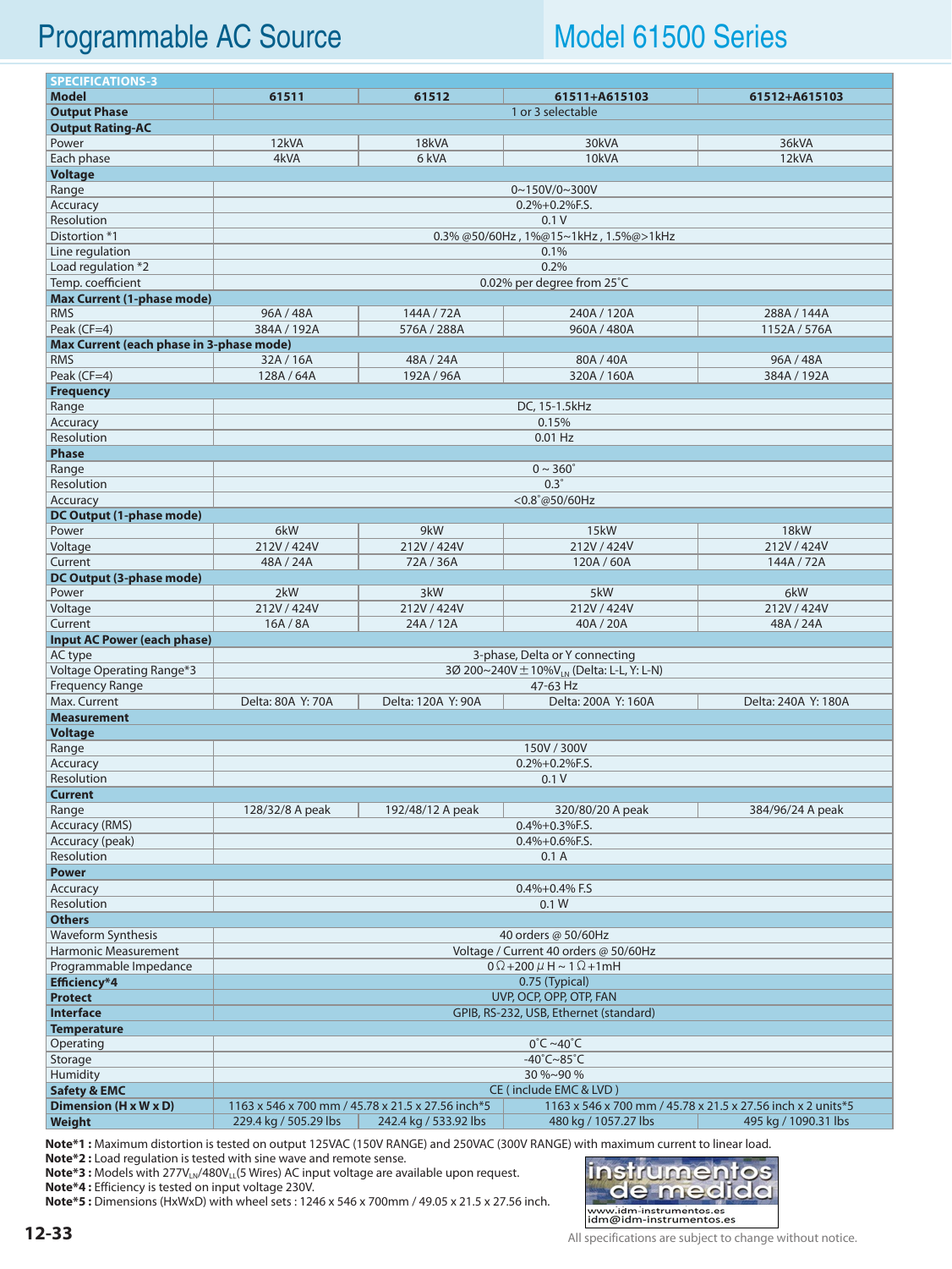# Programmable AC Source

## Model 61500 Series

| SPECIFICATIONS-3 | | | | |
|---|---|---|---|---|
| **Model** | **61511** | **61512** | **61511+A615103** | **61512+A615103** |
| **Output Phase** | 1 or 3 selectable | | | |
| **Output Rating-AC** | | | | |
| Power | 12kVA | 18kVA | 30kVA | 36kVA |
| Each phase | 4kVA | 6 kVA | 10kVA | 12kVA |
| **Voltage** | | | | |
| Range | 0~150V/0~300V | | | |
| Accuracy | 0.2%+0.2%F.S. | | | |
| Resolution | 0.1 V | | | |
| Distortion *1 | 0.3% @50/60Hz , 1%@15~1kHz , 1.5%@>1kHz | | | |
| Line regulation | 0.1% | | | |
| Load regulation *2 | 0.2% | | | |
| Temp. coefficient | 0.02% per degree from 25˚C | | | |
| **Max Current (1-phase mode)** | | | | |
| RMS | 96A / 48A | 144A / 72A | 240A / 120A | 288A / 144A |
| Peak (CF=4) | 384A / 192A | 576A / 288A | 960A / 480A | 1152A / 576A |
| **Max Current (each phase in 3-phase mode)** | | | | |
| RMS | 32A / 16A | 48A / 24A | 80A / 40A | 96A / 48A |
| Peak (CF=4) | 128A / 64A | 192A / 96A | 320A / 160A | 384A / 192A |
| **Frequency** | | | | |
| Range | DC, 15-1.5kHz | | | |
| Accuracy | 0.15% | | | |
| Resolution | 0.01 Hz | | | |
| **Phase** | | | | |
| Range | 0 ~ 360˚ | | | |
| Resolution | 0.3˚ | | | |
| Accuracy | <0.8˚@50/60Hz | | | |
| **DC Output (1-phase mode)** | | | | |
| Power | 6kW | 9kW | 15kW | 18kW |
| Voltage | 212V / 424V | 212V / 424V | 212V / 424V | 212V / 424V |
| Current | 48A / 24A | 72A / 36A | 120A / 60A | 144A / 72A |
| **DC Output (3-phase mode)** | | | | |
| Power | 2kW | 3kW | 5kW | 6kW |
| Voltage | 212V / 424V | 212V / 424V | 212V / 424V | 212V / 424V |
| Current | 16A / 8A | 24A / 12A | 40A / 20A | 48A / 24A |
| **Input AC Power (each phase)** | | | | |
| AC type | 3-phase, Delta or Y connecting | | | |
| Voltage Operating Range*3 | 3Ø 200~240V ± 10%$V_{LN}$ (Delta: L-L, Y: L-N) | | | |
| Frequency Range | 47-63 Hz | | | |
| Max. Current | Delta: 80A Y: 70A | Delta: 120A Y: 90A | Delta: 200A Y: 160A | Delta: 240A Y: 180A |
| **Measurement** | | | | |
| **Voltage** | | | | |
| Range | 150V / 300V | | | |
| Accuracy | 0.2%+0.2%F.S. | | | |
| Resolution | 0.1 V | | | |
| **Current** | | | | |
| Range | 128/32/8 A peak | 192/48/12 A peak | 320/80/20 A peak | 384/96/24 A peak |
| Accuracy (RMS) | 0.4%+0.3%F.S. | | | |
| Accuracy (peak) | 0.4%+0.6%F.S. | | | |
| Resolution | 0.1 A | | | |
| **Power** | | | | |
| Accuracy | 0.4%+0.4% F.S | | | |
| Resolution | 0.1 W | | | |
| **Others** | | | | |
| Waveform Synthesis | 40 orders @ 50/60Hz | | | |
| Harmonic Measurement | Voltage / Current 40 orders @ 50/60Hz | | | |
| Programmable Impedance | 0Ω+200μH ~ 1Ω+1mH | | | |
| **Efficiency*4** | 0.75 (Typical) | | | |
| **Protect** | UVP, OCP, OPP, OTP, FAN | | | |
| **Interface** | GPIB, RS-232, USB, Ethernet (standard) | | | |
| **Temperature** | | | | |
| Operating | 0˚C ~40˚C | | | |
| Storage | -40˚C~85˚C | | | |
| Humidity | 30 %~90 % | | | |
| **Safety & EMC** | CE ( include EMC & LVD ) | | | |
| **Dimension (H x W x D)** | 1163 x 546 x 700 mm / 45.78 x 21.5 x 27.56 inch*5 | | 1163 x 546 x 700 mm / 45.78 x 21.5 x 27.56 inch x 2 units*5 | |
| **Weight** | 229.4 kg / 505.29 lbs | 242.4 kg / 533.92 lbs | 480 kg / 1057.27 lbs | 495 kg / 1090.31 lbs |

**Note*1 :** Maximum distortion is tested on output 125VAC (150V RANGE) and 250VAC (300V RANGE) with maximum current to linear load.
**Note*2 :** Load regulation is tested with sine wave and remote sense.
**Note*3 :** Models with 277$V_{LN}$/480$V_{LL}$(5 Wires) AC input voltage are available upon request.
**Note*4 :** Efficiency is tested on input voltage 230V.
**Note*5 :** Dimensions (HxWxD) with wheel sets : 1246 x 546 x 700mm / 49.05 x 21.5 x 27.56 inch.

instrumentos de medida
www.idm-instrumentos.es
idm@idm-instrumentos.es

All specifications are subject to change without notice.